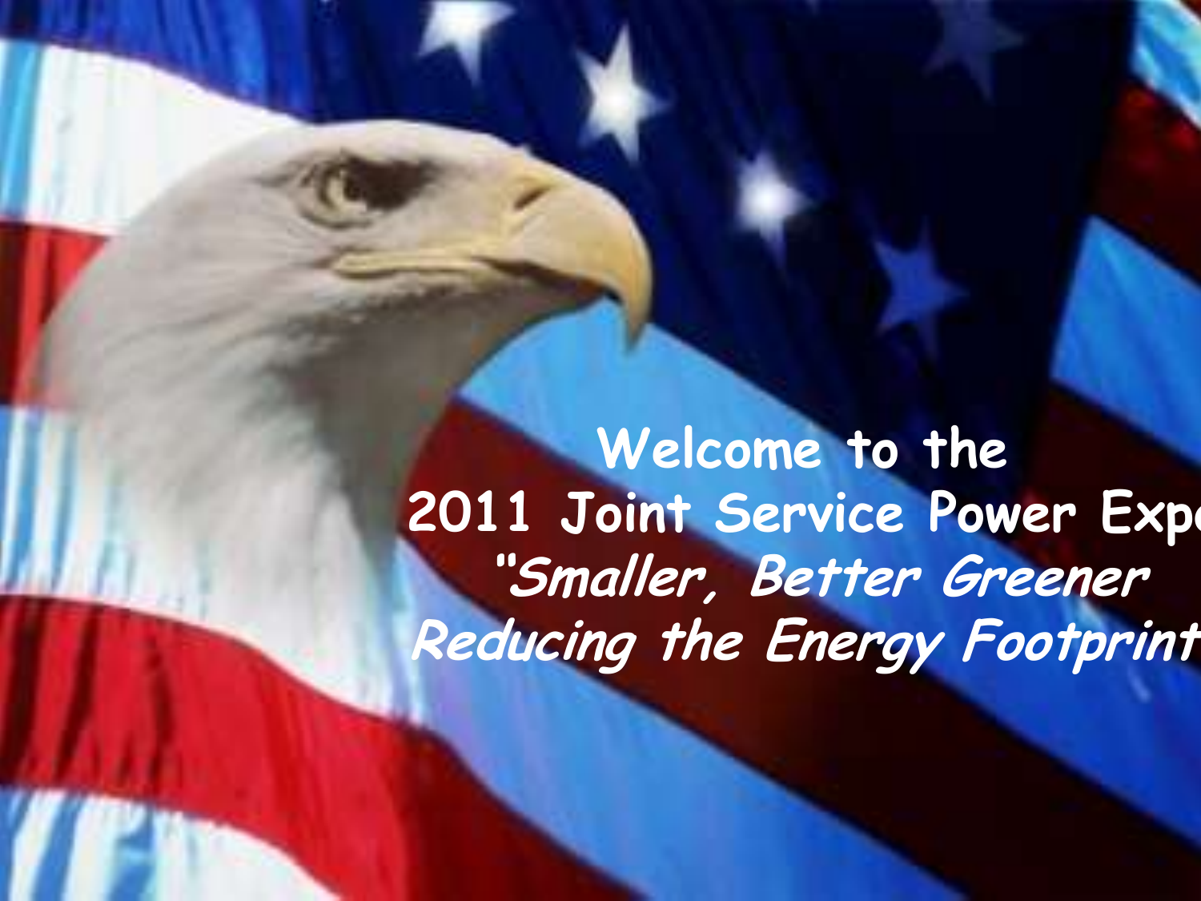Welcome to the

2011 Joint Service Power Expo

*"Smaller, Better Greener*

*Reducing the Energy Footprint*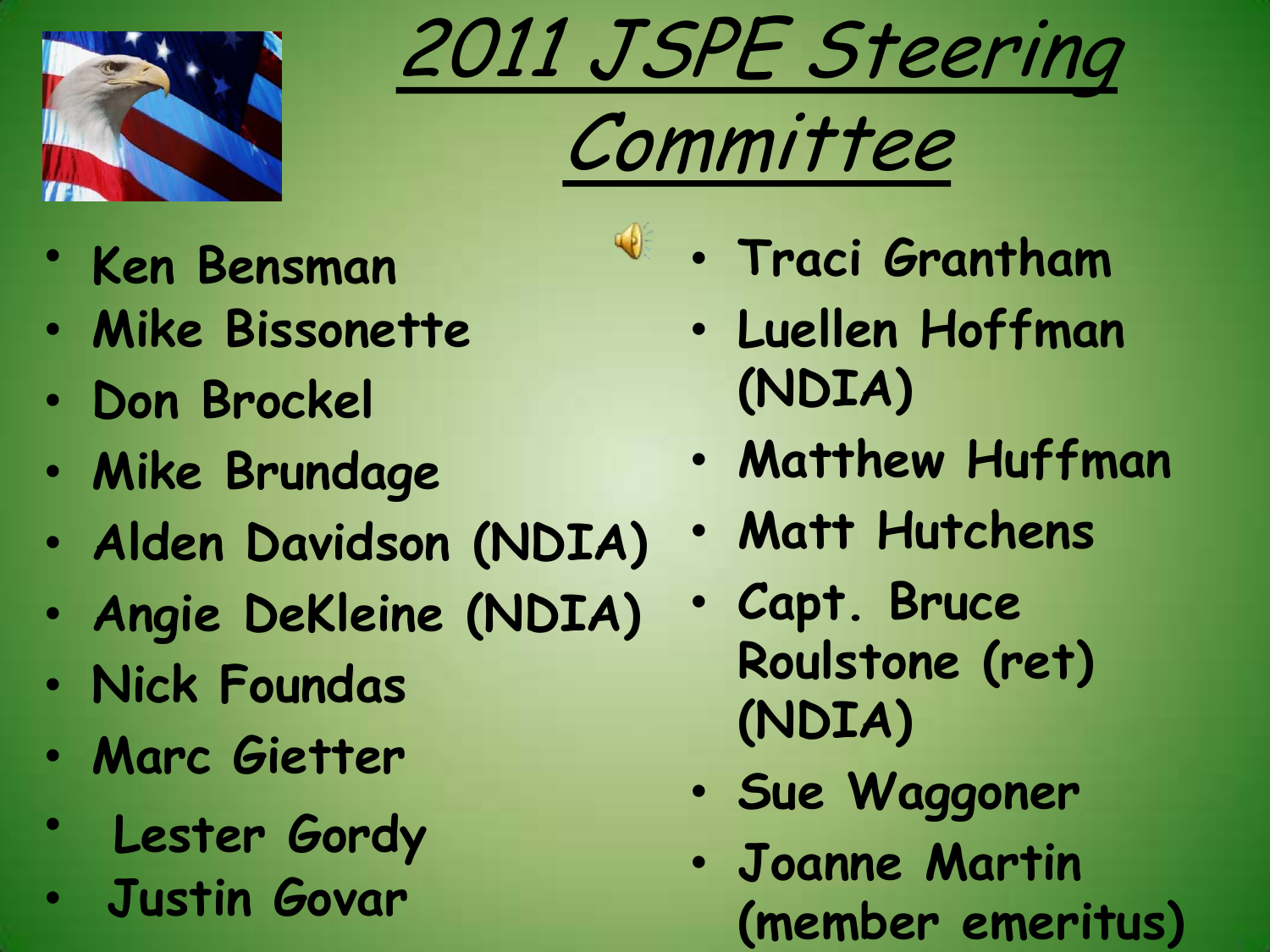# 2011 JSPE Steering Committee

- Ken Bensman
- Mike Bissonette
- Don Brockel
- Mike Brundage
- Alden Davidson (NDIA)
- Angie DeKleine (NDIA)
- Nick Foundas
- Marc Gietter
- Lester Gordy
- Justin Govar
- Traci Grantham
- Luellen Hoffman (NDIA)
- Matthew Huffman
- Matt Hutchens
- Capt. Bruce Roulstone (ret) (NDIA)
- Sue Waggoner
- Joanne Martin (member emeritus)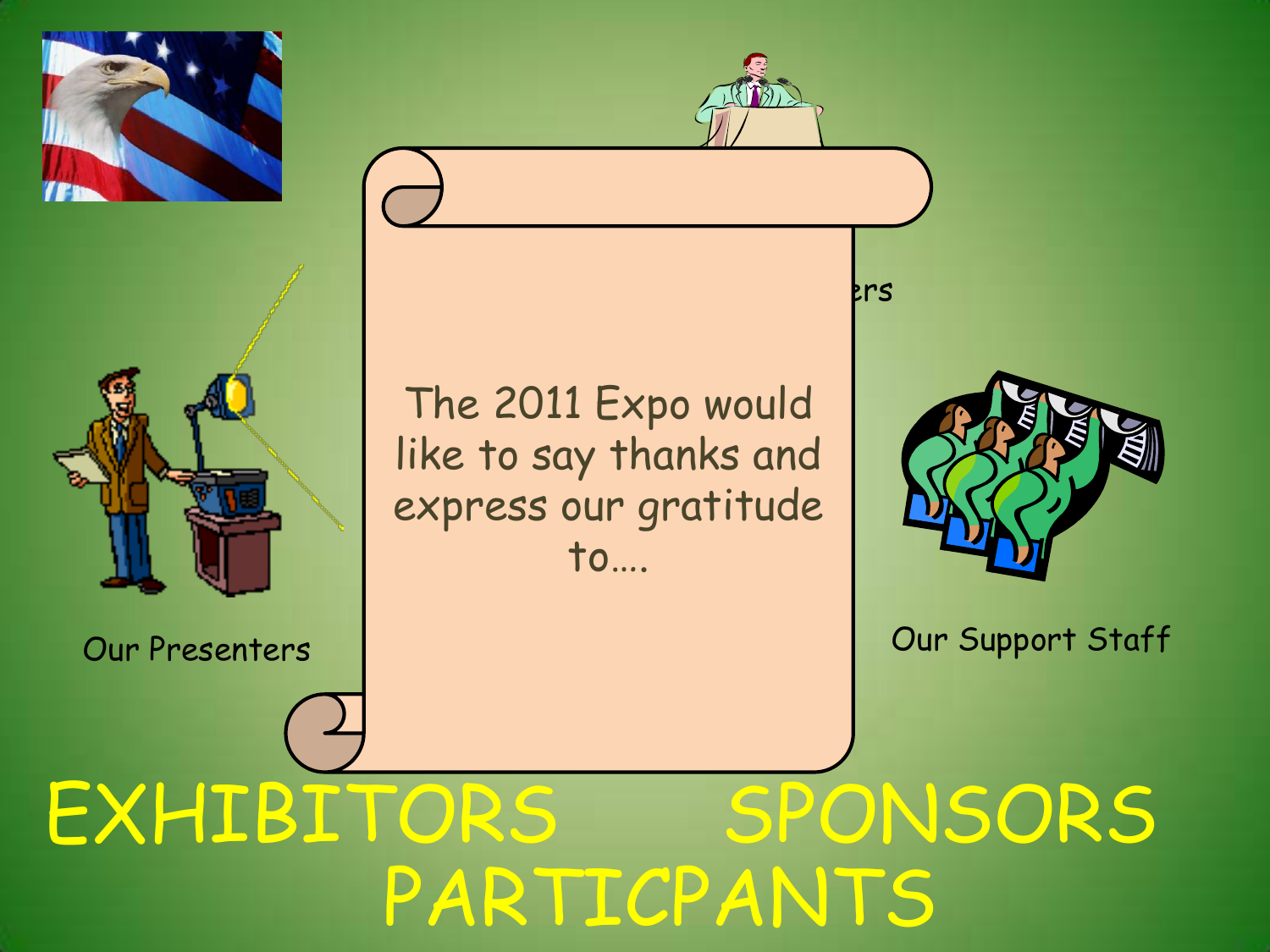The 2011 Expo would like to say thanks and express our gratitude to….

ers

Our Presenters

Our Support Staff

EXHIBITORS SPONSORS

PARTICPANTS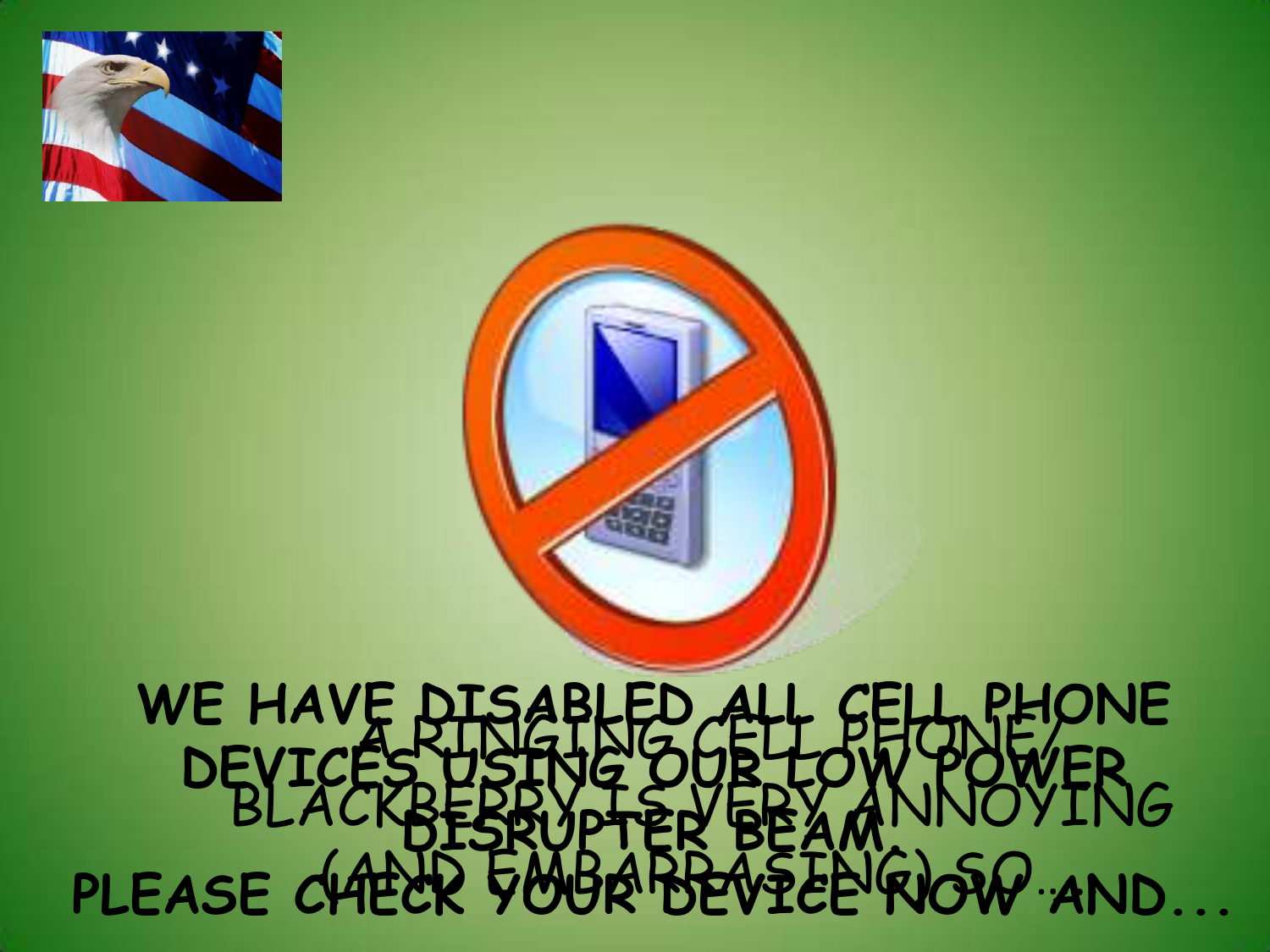WE HAVE DISABLED ALL CELL PHONE DEVICES USING OUR LOW POWER DISRUPTER BEAM.

PLEASE CHECK YOUR DEVICE NOW AND...

A RINGING CELL PHONE/ BLACKBERRY IS VERY ANNOYING (AND EMBARRASING) SO...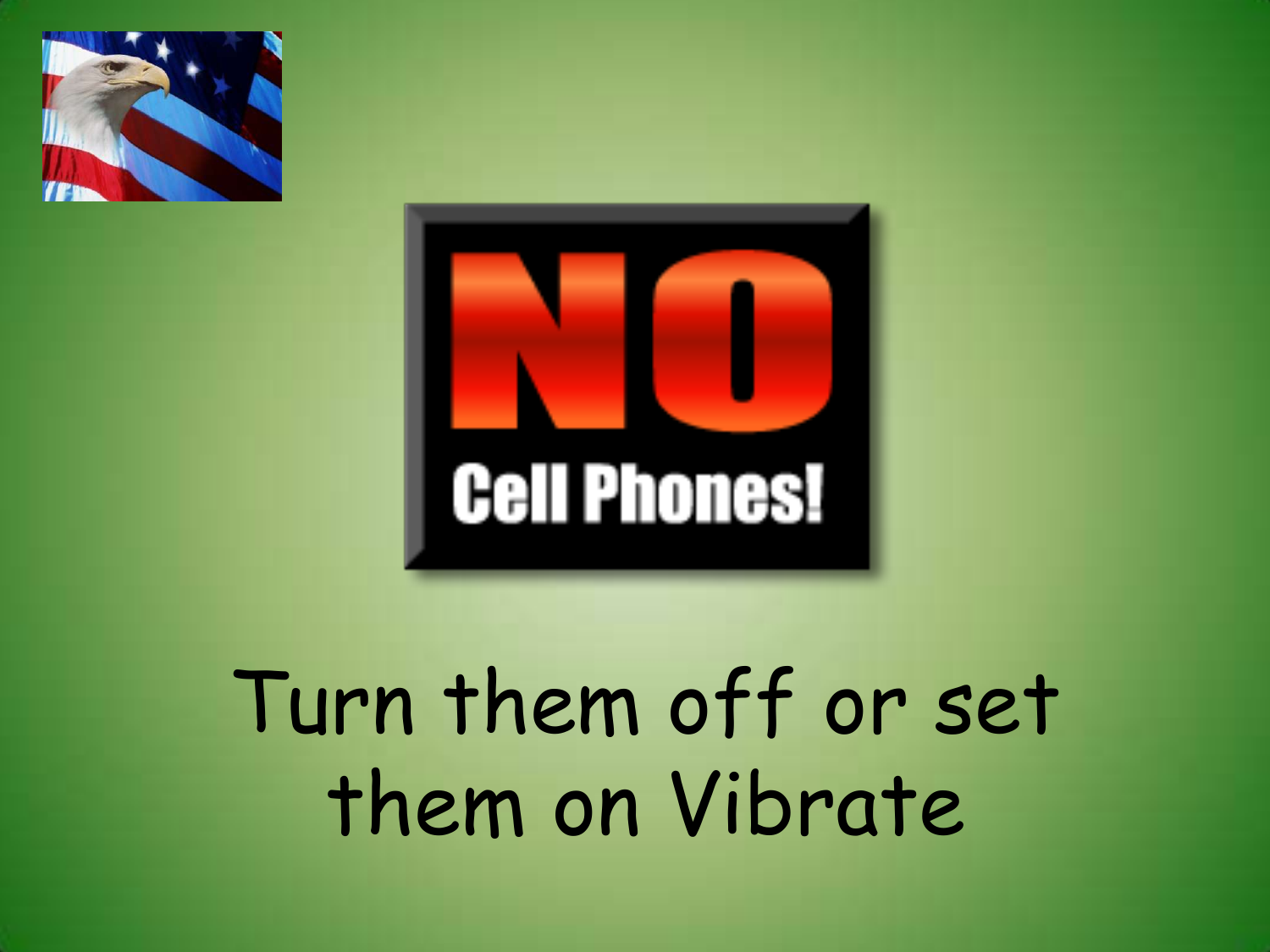**NO**

**Cell Phones!**

Turn them off or set them on Vibrate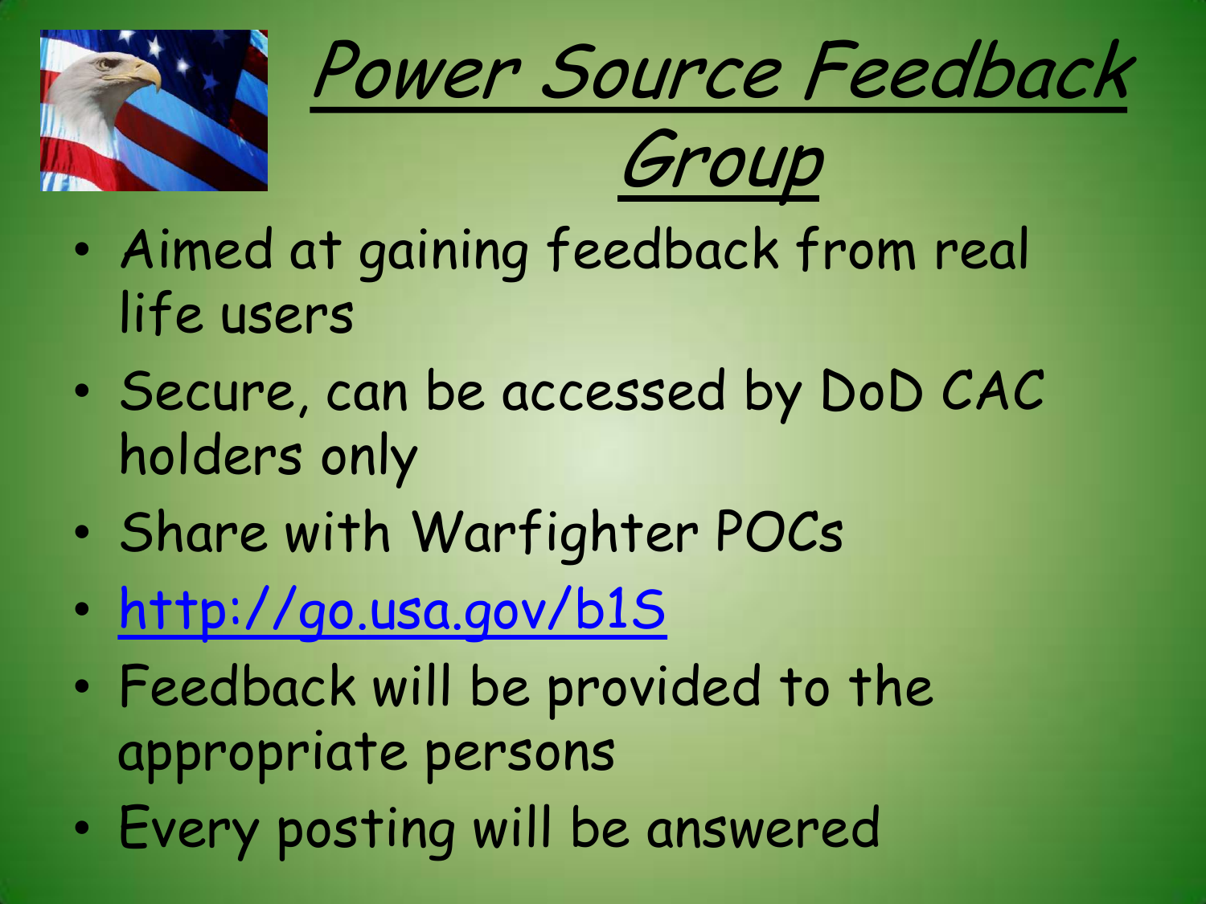# Power Source Feedback Group

- Aimed at gaining feedback from real life users
- Secure, can be accessed by DoD CAC holders only
- Share with Warfighter POCs
- http://go.usa.gov/b1S
- Feedback will be provided to the appropriate persons
- Every posting will be answered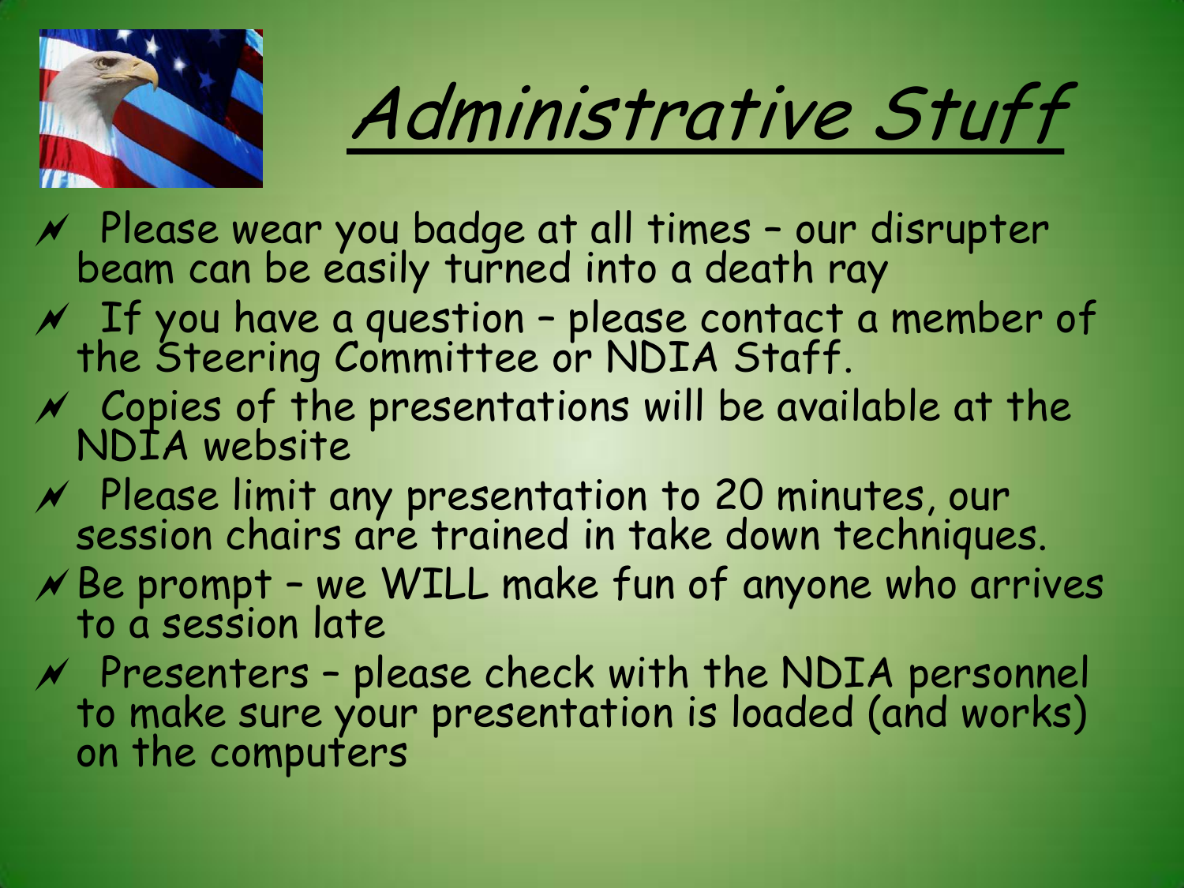# Administrative Stuff

- Please wear you badge at all times – our disrupter beam can be easily turned into a death ray
- If you have a question – please contact a member of the Steering Committee or NDIA Staff.
- Copies of the presentations will be available at the NDIA website
- Please limit any presentation to 20 minutes, our session chairs are trained in take down techniques.
- Be prompt – we WILL make fun of anyone who arrives to a session late
- Presenters – please check with the NDIA personnel to make sure your presentation is loaded (and works) on the computers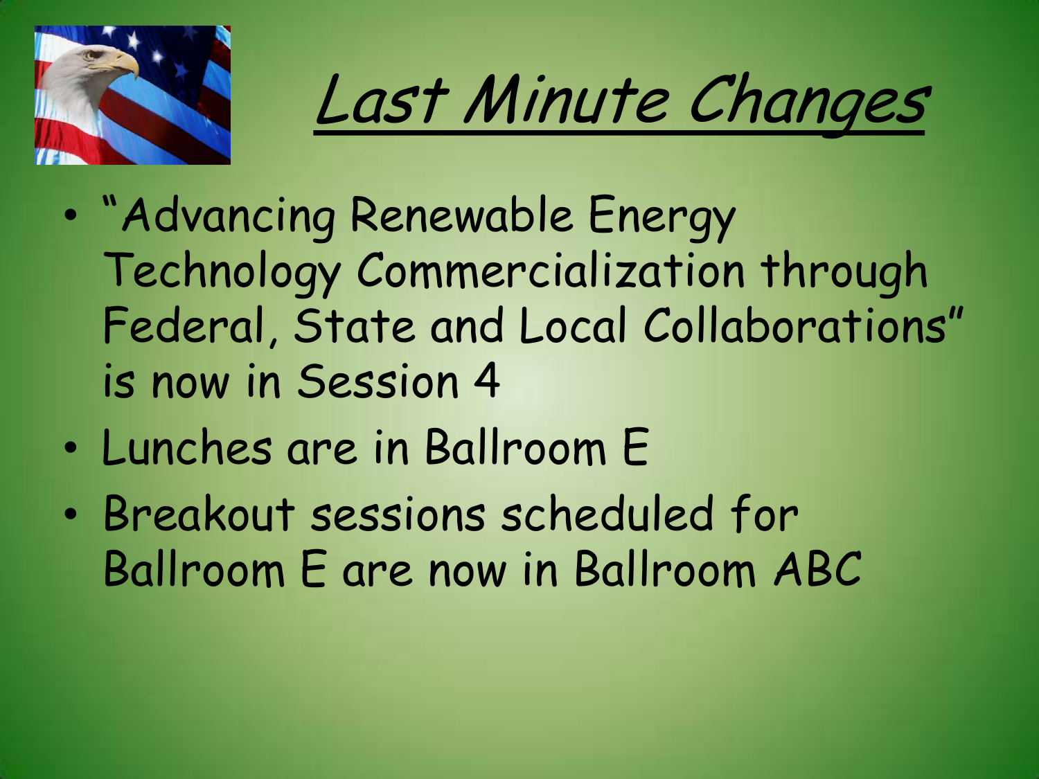# *Last Minute Changes*

- "Advancing Renewable Energy Technology Commercialization through Federal, State and Local Collaborations" is now in Session 4
- Lunches are in Ballroom E
- Breakout sessions scheduled for Ballroom E are now in Ballroom ABC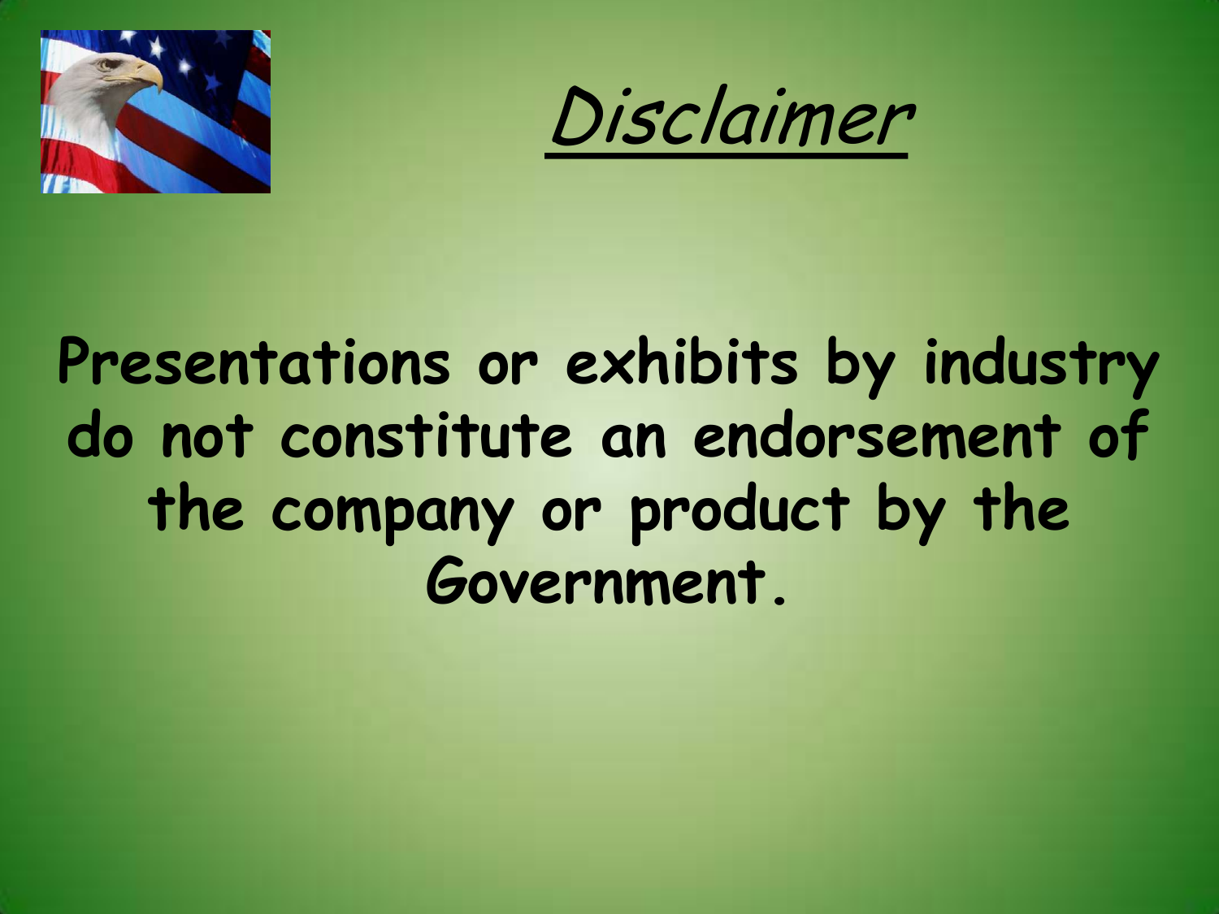# *Disclaimer*

**Presentations or exhibits by industry do not constitute an endorsement of the company or product by the Government.**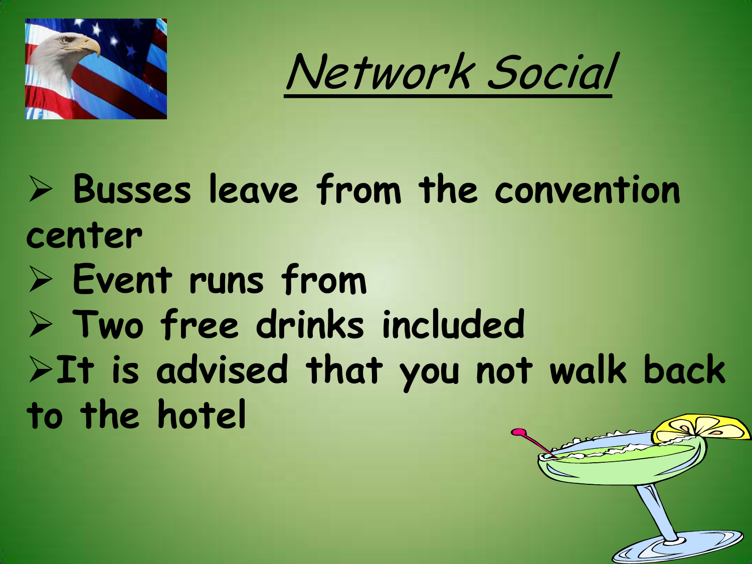# *Network Social*

- **Busses leave from the convention center**
- **Event runs from**
- **Two free drinks included**
- **It is advised that you not walk back to the hotel**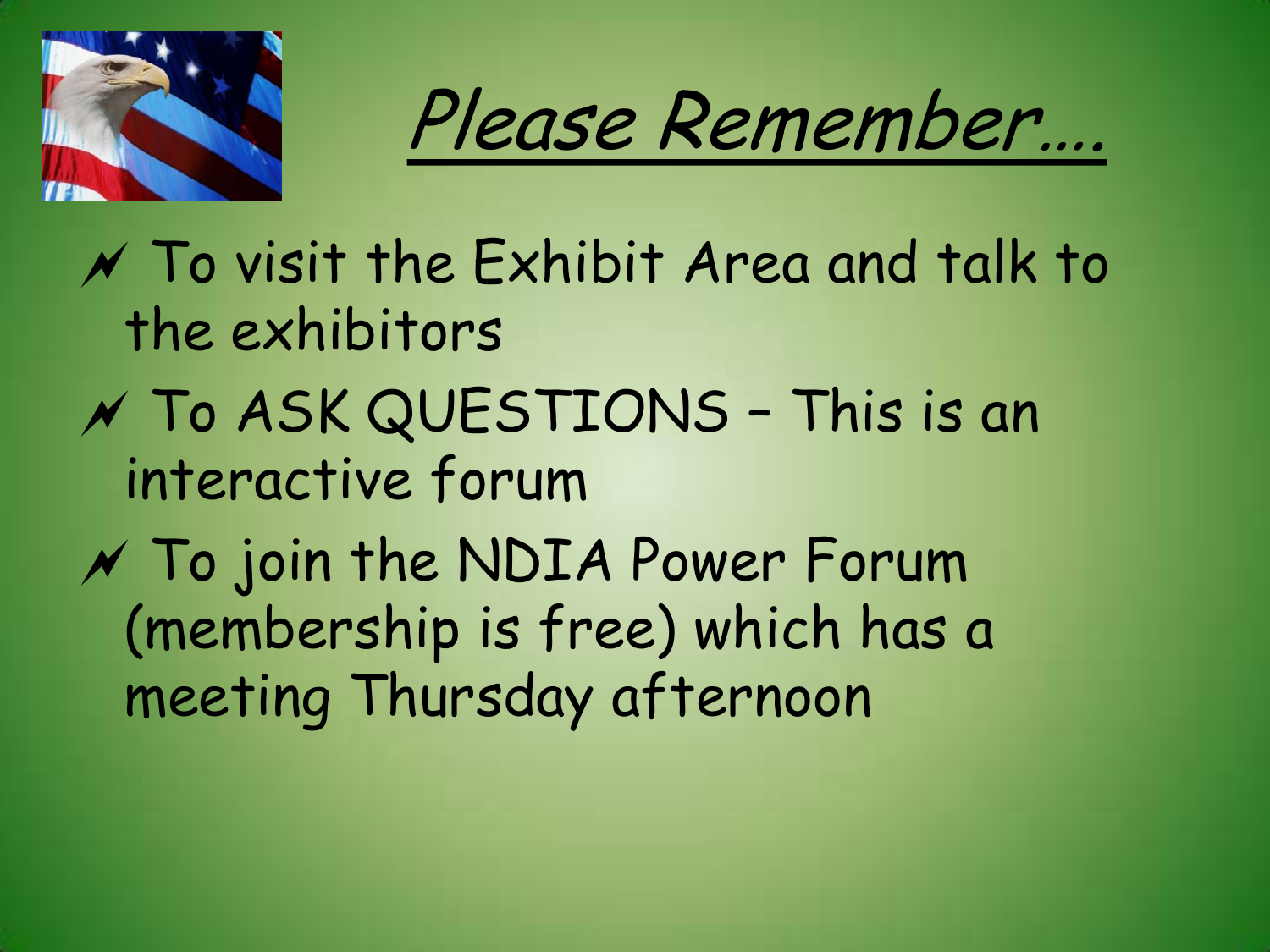# *Please Remember….*

- To visit the Exhibit Area and talk to the exhibitors
- To ASK QUESTIONS – This is an interactive forum
- To join the NDIA Power Forum (membership is free) which has a meeting Thursday afternoon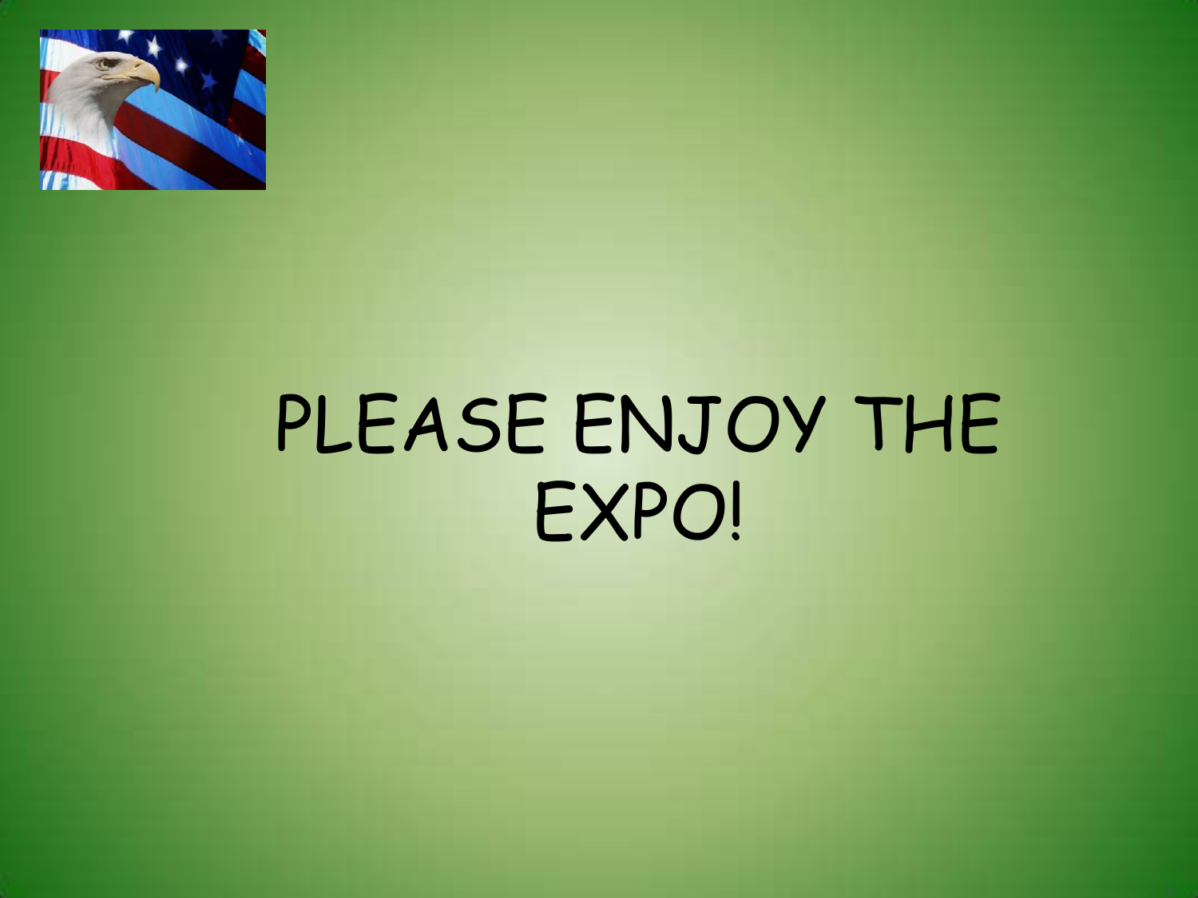PLEASE ENJOY THE EXPO!